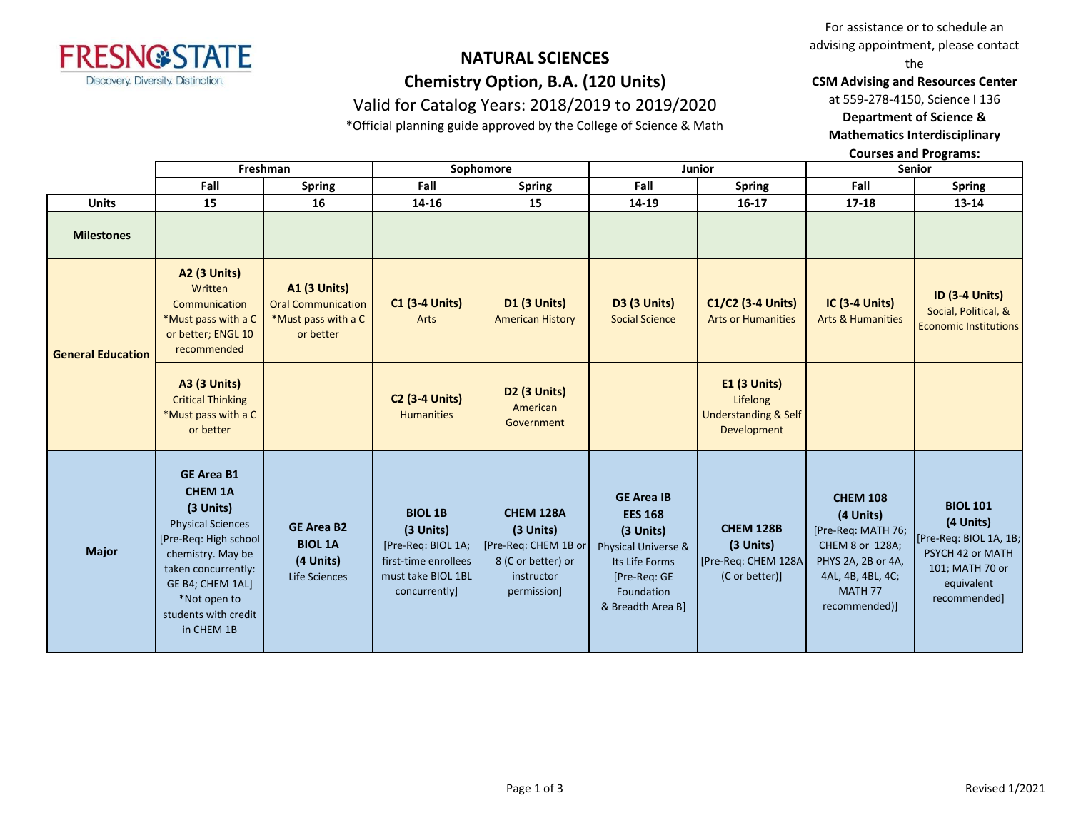FRESNO STATE
Discovery. Diversity. Distinction.

# NATURAL SCIENCES
## Chemistry Option, B.A. (120 Units)
### Valid for Catalog Years: 2018/2019 to 2019/2020

*Official planning guide approved by the College of Science & Math

For assistance or to schedule an advising appointment, please contact the **CSM Advising and Resources Center** at 559-278-4150, Science I 136 **Department of Science & Mathematics Interdisciplinary Courses and Programs:**

| | Freshman | | Sophomore | | Junior | | Senior | |
|---|---|---|---|---|---|---|---|---|
| | Fall | Spring | Fall | Spring | Fall | Spring | Fall | Spring |
| **Units** | 15 | 16 | 14-16 | 15 | 14-19 | 16-17 | 17-18 | 13-14 |
| **Milestones** | | | | | | | | |
| **General Education** | **A2 (3 Units)** Written Communication *Must pass with a C or better; ENGL 10 recommended | **A1 (3 Units)** Oral Communication *Must pass with a C or better | **C1 (3-4 Units)** Arts | **D1 (3 Units)** American History | **D3 (3 Units)** Social Science | **C1/C2 (3-4 Units)** Arts or Humanities | **IC (3-4 Units)** Arts & Humanities | **ID (3-4 Units)** Social, Political, & Economic Institutions |
| | **A3 (3 Units)** Critical Thinking *Must pass with a C or better | | **C2 (3-4 Units)** Humanities | **D2 (3 Units)** American Government | | **E1 (3 Units)** Lifelong Understanding & Self Development | | |
| **Major** | **GE Area B1 CHEM 1A (3 Units)** Physical Sciences [Pre-Req: High school chemistry. May be taken concurrently: GE B4; CHEM 1AL] *Not open to students with credit in CHEM 1B | **GE Area B2 BIOL 1A (4 Units)** Life Sciences | **BIOL 1B (3 Units)** [Pre-Req: BIOL 1A; first-time enrollees must take BIOL 1BL concurrently] | **CHEM 128A (3 Units)** [Pre-Req: CHEM 1B or 8 (C or better) or instructor permission] | **GE Area IB EES 168 (3 Units)** Physical Universe & Its Life Forms [Pre-Req: GE Foundation & Breadth Area B] | **CHEM 128B (3 Units)** [Pre-Req: CHEM 128A (C or better)] | **CHEM 108 (4 Units)** [Pre-Req: MATH 76; CHEM 8 or 128A; PHYS 2A, 2B or 4A, 4AL, 4B, 4BL, 4C; MATH 77 recommended)] | **BIOL 101 (4 Units)** [Pre-Req: BIOL 1A, 1B; PSYCH 42 or MATH 101; MATH 70 or equivalent recommended] |

Revised 1/2021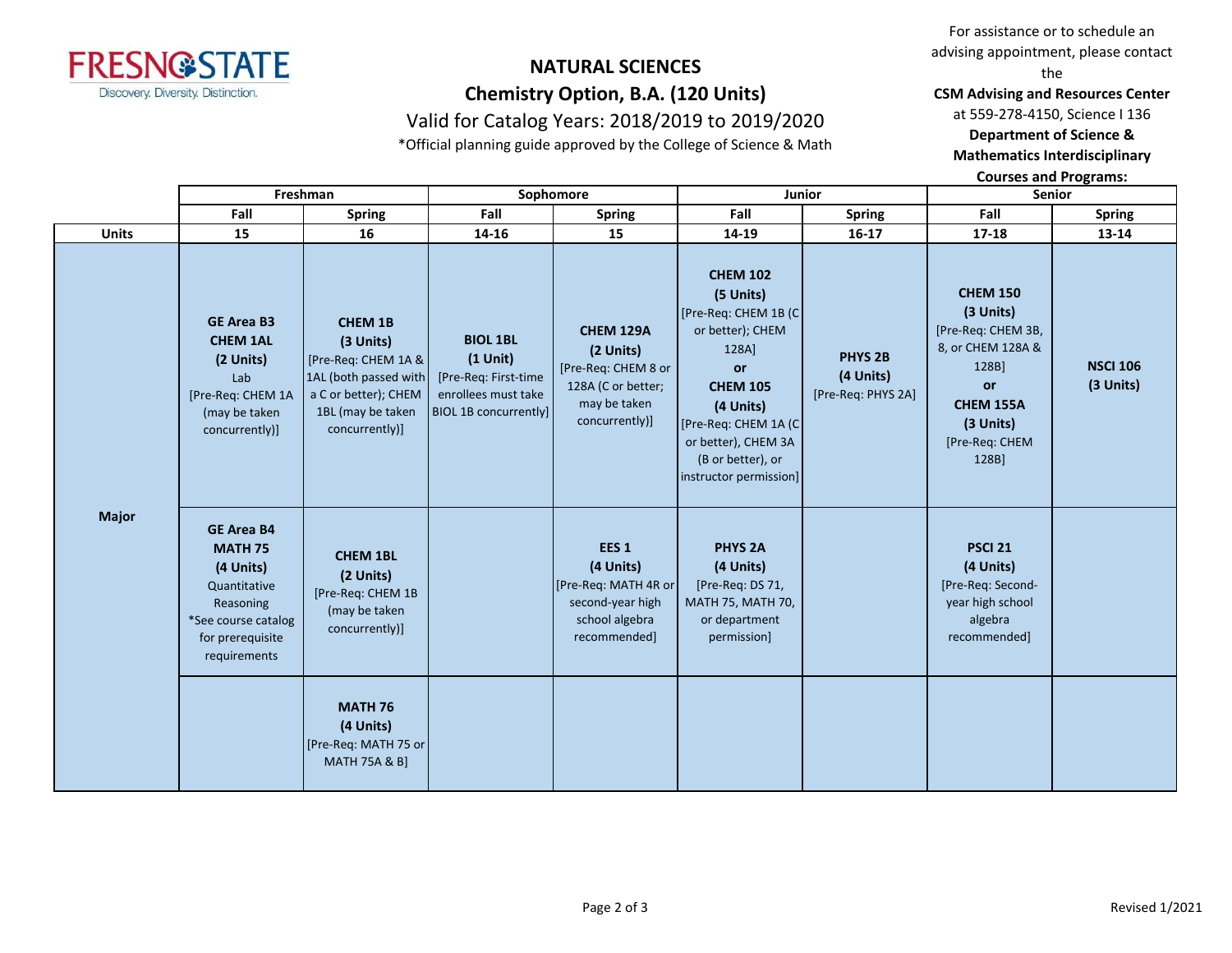**NATURAL SCIENCES**

**Chemistry Option, B.A. (120 Units)**

Valid for Catalog Years: 2018/2019 to 2019/2020

*Official planning guide approved by the College of Science & Math

For assistance or to schedule an advising appointment, please contact the **CSM Advising and Resources Center** at 559-278-4150, Science I 136 **Department of Science & Mathematics Interdisciplinary Courses and Programs:**

| | Freshman | | Sophomore | | Junior | | Senior | |
|---|---|---|---|---|---|---|---|---|
| | Fall | Spring | Fall | Spring | Fall | Spring | Fall | Spring |
| **Units** | 15 | 16 | 14-16 | 15 | 14-19 | 16-17 | 17-18 | 13-14 |
| **Major** | **GE Area B3 CHEM 1AL (2 Units)** Lab [Pre-Req: CHEM 1A (may be taken concurrently)] | **CHEM 1B (3 Units)** [Pre-Req: CHEM 1A & 1AL (both passed with a C or better); CHEM 1BL (may be taken concurrently)] | **BIOL 1BL (1 Unit)** [Pre-Req: First-time enrollees must take BIOL 1B concurrently] | **CHEM 129A (2 Units)** [Pre-Req: CHEM 8 or 128A (C or better; may be taken concurrently)] | **CHEM 102 (5 Units)** [Pre-Req: CHEM 1B (C or better); CHEM 128A] **or** **CHEM 105 (4 Units)** [Pre-Req: CHEM 1A (C or better), CHEM 3A (B or better), or instructor permission] | **PHYS 2B (4 Units)** [Pre-Req: PHYS 2A] | **CHEM 150 (3 Units)** [Pre-Req: CHEM 3B, 8, or CHEM 128A & 128B] **or** **CHEM 155A (3 Units)** [Pre-Req: CHEM 128B] | **NSCI 106 (3 Units)** |
| | **GE Area B4 MATH 75 (4 Units)** Quantitative Reasoning *See course catalog for prerequisite requirements | **CHEM 1BL (2 Units)** [Pre-Req: CHEM 1B (may be taken concurrently)] | | **EES 1 (4 Units)** [Pre-Req: MATH 4R or second-year high school algebra recommended] | **PHYS 2A (4 Units)** [Pre-Req: DS 71, MATH 75, MATH 70, or department permission] | | **PSCI 21 (4 Units)** [Pre-Req: Second-year high school algebra recommended] | |
| | | **MATH 76 (4 Units)** [Pre-Req: MATH 75 or MATH 75A & B] | | | | | | |

Revised 1/2021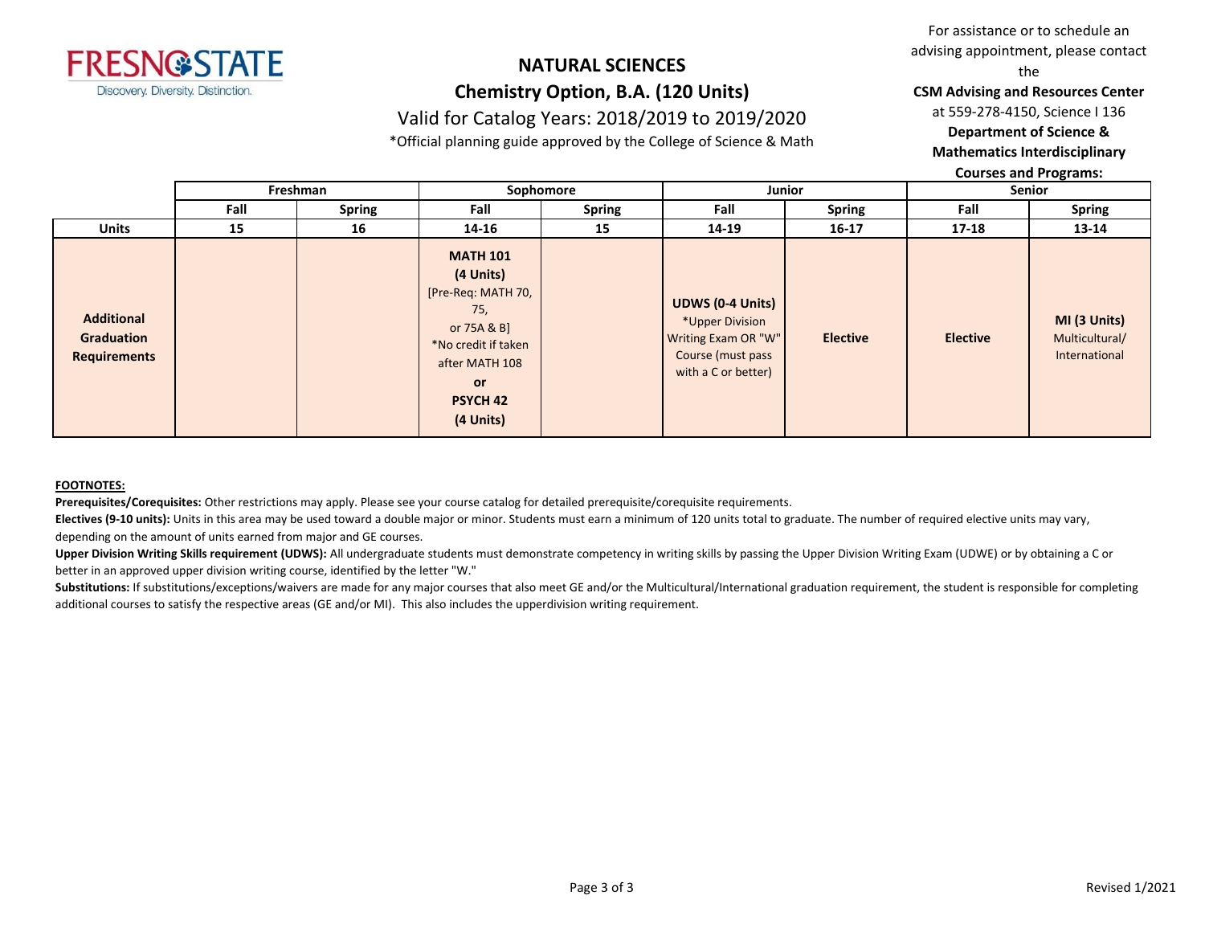# NATURAL SCIENCES

## Chemistry Option, B.A. (120 Units)

Valid for Catalog Years: 2018/2019 to 2019/2020

*Official planning guide approved by the College of Science & Math

For assistance or to schedule an advising appointment, please contact the **CSM Advising and Resources Center** at 559-278-4150, Science I 136 **Department of Science & Mathematics Interdisciplinary Courses and Programs:**

| | Freshman | | Sophomore | | Junior | | Senior | |
|---|---|---|---|---|---|---|---|---|
| | Fall | Spring | Fall | Spring | Fall | Spring | Fall | Spring |
| **Units** | 15 | 16 | 14-16 | 15 | 14-19 | 16-17 | 17-18 | 13-14 |
| **Additional Graduation Requirements** | | | **MATH 101** **(4 Units)** [Pre-Req: MATH 70, 75, or 75A & B] *No credit if taken after MATH 108 **or** **PSYCH 42** **(4 Units)** | | **UDWS (0-4 Units)** *Upper Division Writing Exam OR "W" Course (must pass with a C or better) | **Elective** | **Elective** | **MI (3 Units)** Multicultural/ International |

**FOOTNOTES:**

**Prerequisites/Corequisites:** Other restrictions may apply. Please see your course catalog for detailed prerequisite/corequisite requirements.

**Electives (9-10 units):** Units in this area may be used toward a double major or minor. Students must earn a minimum of 120 units total to graduate. The number of required elective units may vary, depending on the amount of units earned from major and GE courses.

**Upper Division Writing Skills requirement (UDWS):** All undergraduate students must demonstrate competency in writing skills by passing the Upper Division Writing Exam (UDWE) or by obtaining a C or better in an approved upper division writing course, identified by the letter "W."

**Substitutions:** If substitutions/exceptions/waivers are made for any major courses that also meet GE and/or the Multicultural/International graduation requirement, the student is responsible for completing additional courses to satisfy the respective areas (GE and/or MI). This also includes the upperdivision writing requirement.

Revised 1/2021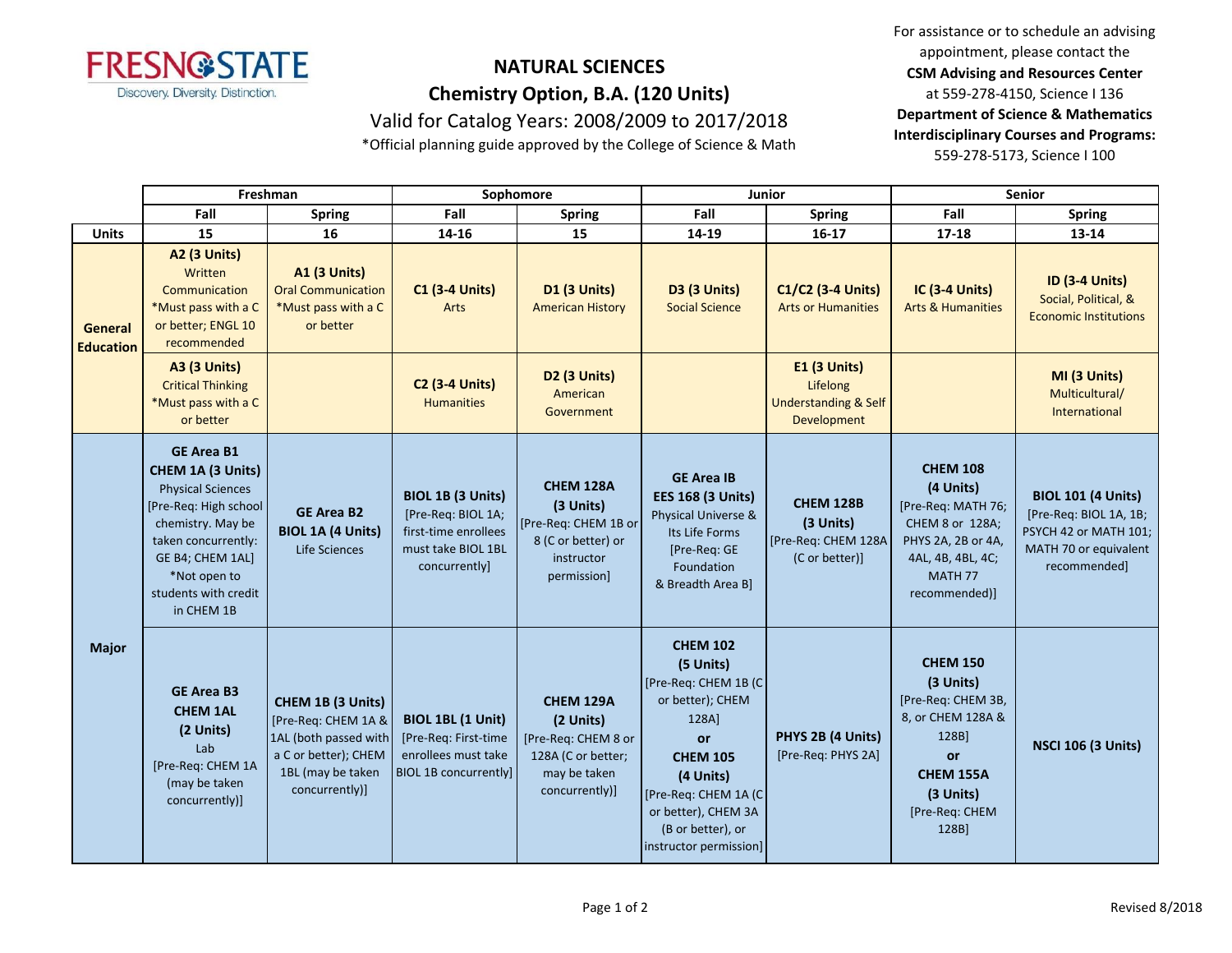# NATURAL SCIENCES

## Chemistry Option, B.A. (120 Units)

Valid for Catalog Years: 2008/2009 to 2017/2018

*Official planning guide approved by the College of Science & Math

For assistance or to schedule an advising appointment, please contact the **CSM Advising and Resources Center** at 559-278-4150, Science I 136
**Department of Science & Mathematics Interdisciplinary Courses and Programs:** 559-278-5173, Science I 100

| | Freshman | | Sophomore | | Junior | | Senior | |
|---|---|---|---|---|---|---|---|---|
| | Fall | Spring | Fall | Spring | Fall | Spring | Fall | Spring |
| **Units** | 15 | 16 | 14-16 | 15 | 14-19 | 16-17 | 17-18 | 13-14 |
| **General Education** | **A2 (3 Units)** Written Communication *Must pass with a C or better; ENGL 10 recommended | **A1 (3 Units)** Oral Communication *Must pass with a C or better | **C1 (3-4 Units)** Arts | **D1 (3 Units)** American History | **D3 (3 Units)** Social Science | **C1/C2 (3-4 Units)** Arts or Humanities | **IC (3-4 Units)** Arts & Humanities | **ID (3-4 Units)** Social, Political, & Economic Institutions |
| | **A3 (3 Units)** Critical Thinking *Must pass with a C or better | | **C2 (3-4 Units)** Humanities | **D2 (3 Units)** American Government | | **E1 (3 Units)** Lifelong Understanding & Self Development | | **MI (3 Units)** Multicultural/ International |
| **Major** | **GE Area B1 CHEM 1A (3 Units)** Physical Sciences [Pre-Req: High school chemistry. May be taken concurrently: GE B4; CHEM 1AL] *Not open to students with credit in CHEM 1B | **GE Area B2 BIOL 1A (4 Units)** Life Sciences | **BIOL 1B (3 Units)** [Pre-Req: BIOL 1A; first-time enrollees must take BIOL 1BL concurrently] | **CHEM 128A (3 Units)** [Pre-Req: CHEM 1B or 8 (C or better) or instructor permission] | **GE Area IB EES 168 (3 Units)** Physical Universe & Its Life Forms [Pre-Req: GE Foundation & Breadth Area B] | **CHEM 128B (3 Units)** [Pre-Req: CHEM 128A (C or better)] | **CHEM 108 (4 Units)** [Pre-Req: MATH 76; CHEM 8 or 128A; PHYS 2A, 2B or 4A, 4AL, 4B, 4BL, 4C; MATH 77 recommended)] | **BIOL 101 (4 Units)** [Pre-Req: BIOL 1A, 1B; PSYCH 42 or MATH 101; MATH 70 or equivalent recommended] |
| | **GE Area B3 CHEM 1AL (2 Units)** Lab [Pre-Req: CHEM 1A (may be taken concurrently)] | **CHEM 1B (3 Units)** [Pre-Req: CHEM 1A & 1AL (both passed with a C or better); CHEM 1BL (may be taken concurrently)] | **BIOL 1BL (1 Unit)** [Pre-Req: First-time enrollees must take BIOL 1B concurrently] | **CHEM 129A (2 Units)** [Pre-Req: CHEM 8 or 128A (C or better; may be taken concurrently)] | **CHEM 102 (5 Units)** [Pre-Req: CHEM 1B (C or better); CHEM 128A] **or** **CHEM 105 (4 Units)** [Pre-Req: CHEM 1A (C or better), CHEM 3A (B or better), or instructor permission] | **PHYS 2B (4 Units)** [Pre-Req: PHYS 2A] | **CHEM 150 (3 Units)** [Pre-Req: CHEM 3B, 8, or CHEM 128A & 128B] **or** **CHEM 155A (3 Units)** [Pre-Req: CHEM 128B] | **NSCI 106 (3 Units)** |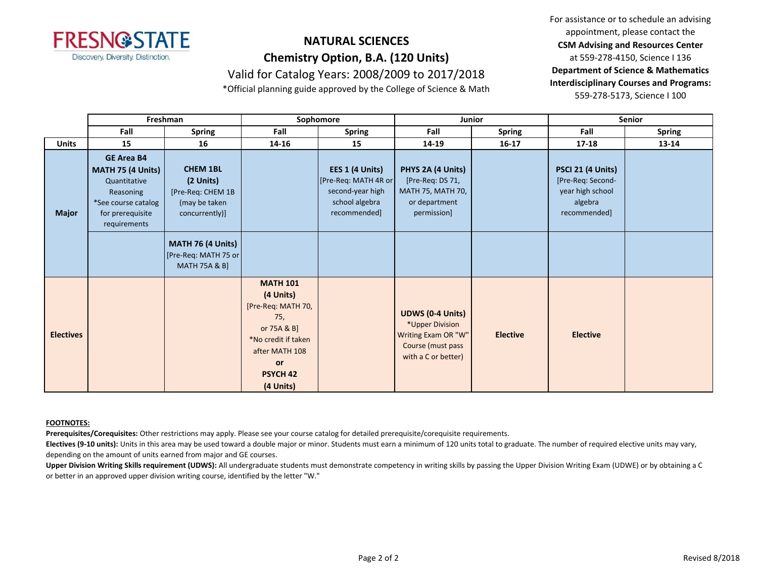FRESNO STATE
Discovery. Diversity. Distinction.

# NATURAL SCIENCES

## Chemistry Option, B.A. (120 Units)

Valid for Catalog Years: 2008/2009 to 2017/2018

*Official planning guide approved by the College of Science & Math

For assistance or to schedule an advising appointment, please contact the **CSM Advising and Resources Center** at 559-278-4150, Science I 136
**Department of Science & Mathematics Interdisciplinary Courses and Programs:** 559-278-5173, Science I 100

| | Freshman | | Sophomore | | Junior | | Senior | |
|---|---|---|---|---|---|---|---|---|
| | **Fall** | **Spring** | **Fall** | **Spring** | **Fall** | **Spring** | **Fall** | **Spring** |
| **Units** | **15** | **16** | **14-16** | **15** | **14-19** | **16-17** | **17-18** | **13-14** |
| **Major** | **GE Area B4** **MATH 75 (4 Units)** Quantitative Reasoning *See course catalog for prerequisite requirements | **CHEM 1BL (2 Units)** [Pre-Req: CHEM 1B (may be taken concurrently)] | | **EES 1 (4 Units)** [Pre-Req: MATH 4R or second-year high school algebra recommended] | **PHYS 2A (4 Units)** [Pre-Req: DS 71, MATH 75, MATH 70, or department permission] | | **PSCI 21 (4 Units)** [Pre-Req: Second-year high school algebra recommended] | |
| | | **MATH 76 (4 Units)** [Pre-Req: MATH 75 or MATH 75A & B] | | | | | | |
| **Electives** | | | **MATH 101 (4 Units)** [Pre-Req: MATH 70, 75, or 75A & B] *No credit if taken after MATH 108 **or** **PSYCH 42 (4 Units)** | | **UDWS (0-4 Units)** *Upper Division Writing Exam OR "W" Course (must pass with a C or better) | **Elective** | **Elective** | |

**FOOTNOTES:**

**Prerequisites/Corequisites:** Other restrictions may apply. Please see your course catalog for detailed prerequisite/corequisite requirements.

**Electives (9-10 units):** Units in this area may be used toward a double major or minor. Students must earn a minimum of 120 units total to graduate. The number of required elective units may vary, depending on the amount of units earned from major and GE courses.

**Upper Division Writing Skills requirement (UDWS):** All undergraduate students must demonstrate competency in writing skills by passing the Upper Division Writing Exam (UDWE) or by obtaining a C or better in an approved upper division writing course, identified by the letter "W."

Revised 8/2018